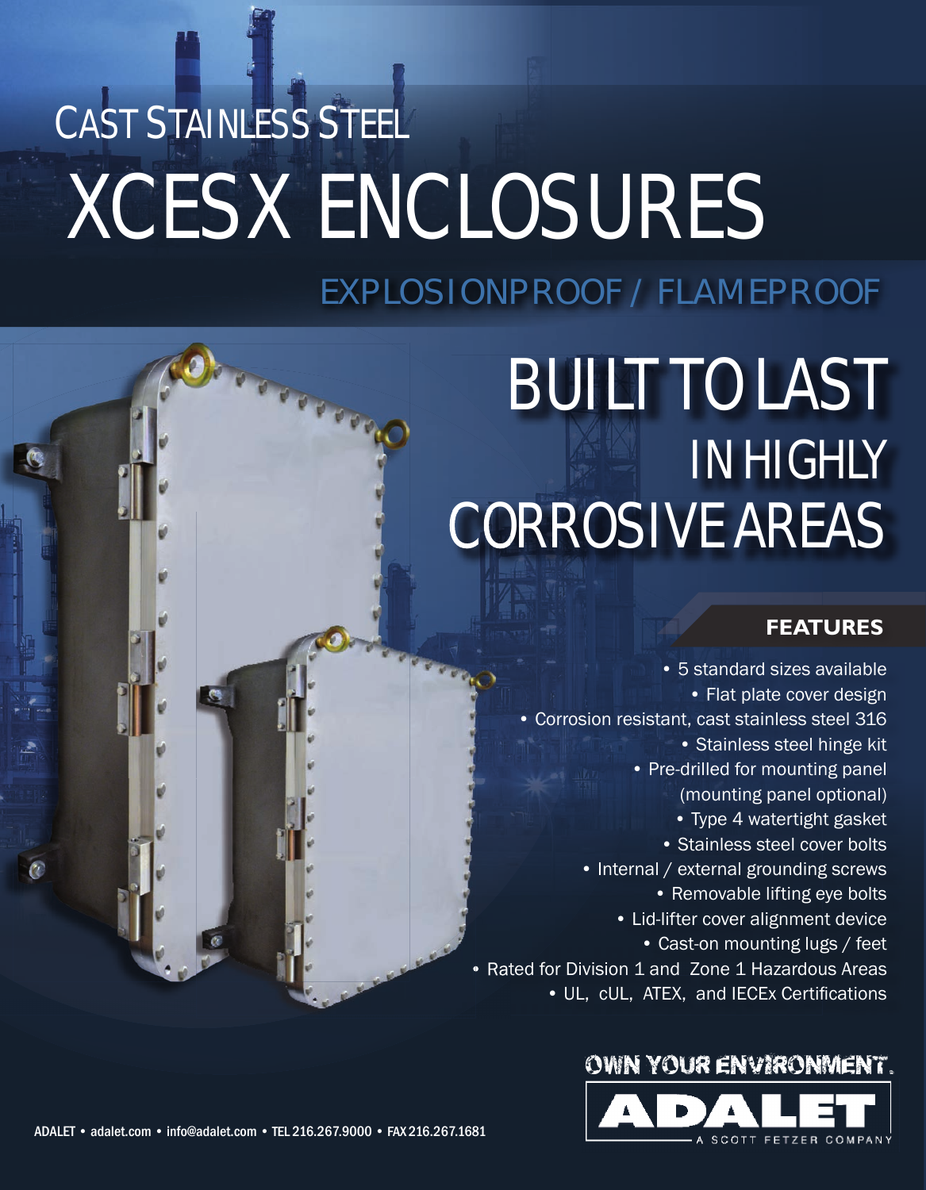# CAST STAINLESS STEEL XCESX ENCLOSURES

## EXPLOSIONPROOF / FLAMEPROOF

## BUILT TO LAST IN HIGHLY CORROSIVE AREAS

### FEATURES

- 5 standard sizes available
- Flat plate cover design
- Corrosion resistant, cast stainless steel 316
- Stainless steel hinge kit
- Pre-drilled for mounting panel (mounting panel optional)
- Type 4 watertight gasket
- Stainless steel cover bolts
- Internal / external grounding screws
- Removable lifting eye bolts
- Lid-lifter cover alignment device
- Cast-on mounting lugs / feet
- Rated for Division 1 and Zone 1 Hazardous Areas
- UL, cUL, ATEX, and IECEx Certifications

OWN YOUR ENVIRONMENT.

ADALET

A SCOTT FETZER COMPANY

ADALET • adalet.com • info@adalet.com • TEL 216.267.9000 • FAX 216.267.1681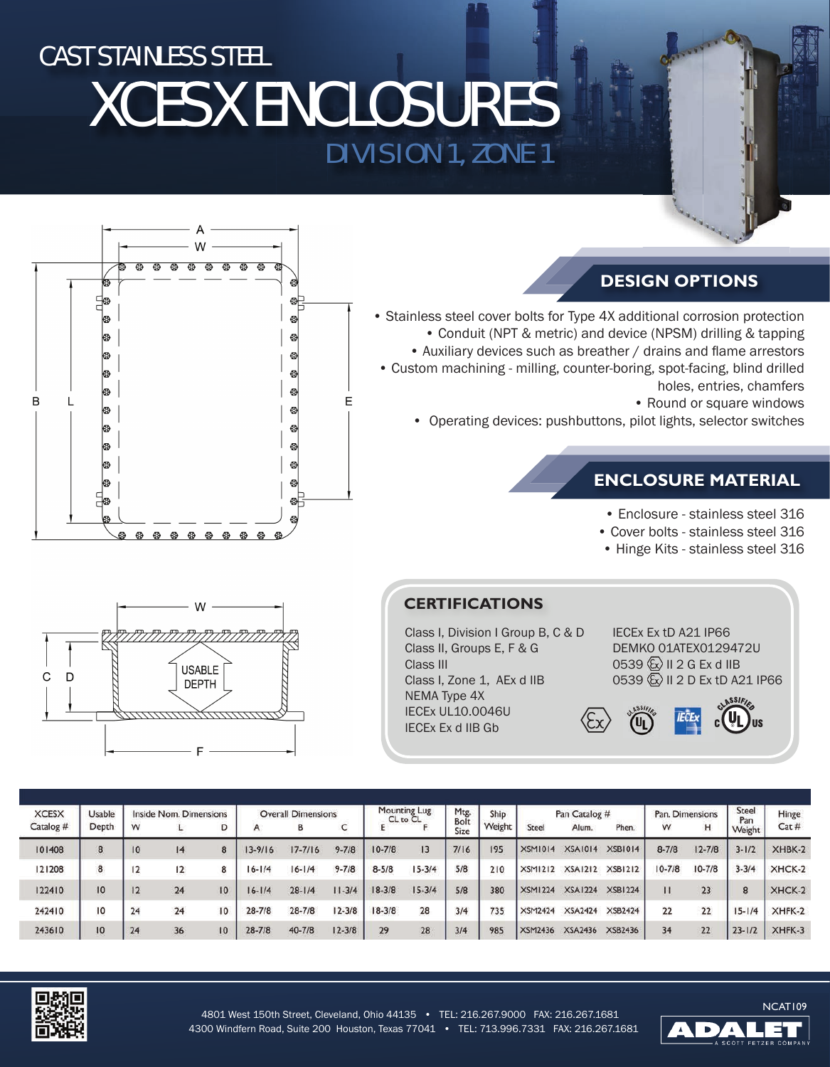# CAST STAINLESS STEEL

# XCESX ENCLOSURES

## DIVISION 1, ZONE 1

A
W
B
L
E

W
C
D
USABLE DEPTH
F

## DESIGN OPTIONS

- Stainless steel cover bolts for Type 4X additional corrosion protection
- Conduit (NPT & metric) and device (NPSM) drilling & tapping
- Auxiliary devices such as breather / drains and flame arrestors
- Custom machining - milling, counter-boring, spot-facing, blind drilled holes, entries, chamfers
- Round or square windows
- Operating devices: pushbuttons, pilot lights, selector switches

## ENCLOSURE MATERIAL

- Enclosure - stainless steel 316
- Cover bolts - stainless steel 316
- Hinge Kits - stainless steel 316

## CERTIFICATIONS

Class I, Division I Group B, C & D
Class II, Groups E, F & G
Class III
Class I, Zone 1, AEx d IIB
NEMA Type 4X
IECEx UL10.0046U
IECEx Ex d IIB Gb

IECEx Ex tD A21 IP66
DEMKO 01ATEX0129472U
0539 Ex II 2 G Ex d IIB
0539 Ex II 2 D Ex tD A21 IP66

| XCESX Catalog # | Usable Depth | Inside Nom. Dimensions | | | Overall Dimensions | | | Mounting Lug CL to CL | | Mtg. Bolt Size | Ship Weight | Pan Catalog # | | | Pan. Dimensions | | Steel Pan Weight | Hinge Cat # |
|---|---|---|---|---|---|---|---|---|---|---|---|---|---|---|---|---|---|---|
| | | W | L | D | A | B | C | E | F | | | Steel | Alum. | Phen. | W | H | | |
| 101408 | 8 | 10 | 14 | 8 | 13-9/16 | 17-7/16 | 9-7/8 | 10-7/8 | 13 | 7/16 | 195 | XSM1014 | XSA1014 | XSB1014 | 8-7/8 | 12-7/8 | 3-1/2 | XHBK-2 |
| 121208 | 8 | 12 | 12 | 8 | 16-1/4 | 16-1/4 | 9-7/8 | 8-5/8 | 15-3/4 | 5/8 | 210 | XSM1212 | XSA1212 | XSB1212 | 10-7/8 | 10-7/8 | 3-3/4 | XHCK-2 |
| 122410 | 10 | 12 | 24 | 10 | 16-1/4 | 28-1/4 | 11-3/4 | 18-3/8 | 15-3/4 | 5/8 | 380 | XSM1224 | XSA1224 | XSB1224 | 11 | 23 | 8 | XHCK-2 |
| 242410 | 10 | 24 | 24 | 10 | 28-7/8 | 28-7/8 | 12-3/8 | 18-3/8 | 28 | 3/4 | 735 | XSM2424 | XSA2424 | XSB2424 | 22 | 22 | 15-1/4 | XHFK-2 |
| 243610 | 10 | 24 | 36 | 10 | 28-7/8 | 40-7/8 | 12-3/8 | 29 | 28 | 3/4 | 985 | XSM2436 | XSA2436 | XSB2436 | 34 | 22 | 23-1/2 | XHFK-3 |

4801 West 150th Street, Cleveland, Ohio 44135 • TEL: 216.267.9000 FAX: 216.267.1681
4300 Windfern Road, Suite 200 Houston, Texas 77041 • TEL: 713.996.7331 FAX: 216.267.1681

NCAT109

ADALET
A SCOTT FETZER COMPANY